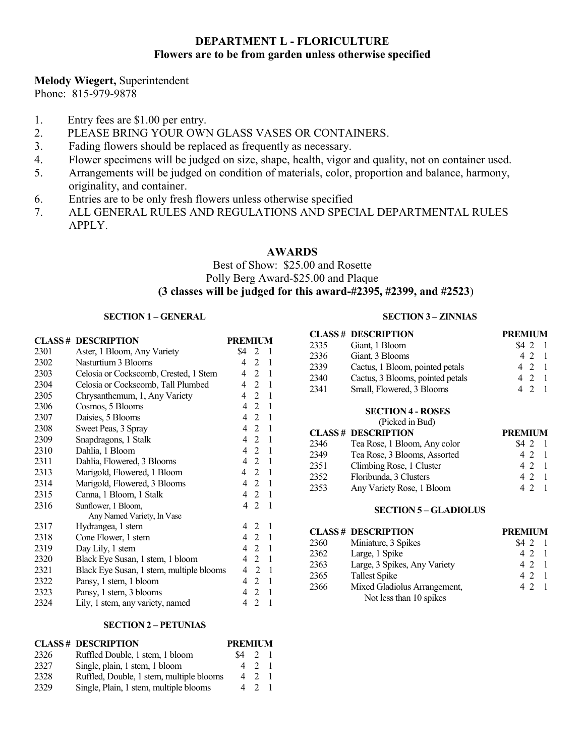# DEPARTMENT L - FLORICULTURE

**Flowers are to be from garden unless otherwise specified**

**Melody Wiegert,** Superintendent
Phone: 815-979-9878

1. Entry fees are $1.00 per entry.
2. PLEASE BRING YOUR OWN GLASS VASES OR CONTAINERS.
3. Fading flowers should be replaced as frequently as necessary.
4. Flower specimens will be judged on size, shape, health, vigor and quality, not on container used.
5. Arrangements will be judged on condition of materials, color, proportion and balance, harmony, originality, and container.
6. Entries are to be only fresh flowers unless otherwise specified
7. ALL GENERAL RULES AND REGULATIONS AND SPECIAL DEPARTMENTAL RULES APPLY.

## AWARDS

Best of Show: $25.00 and Rosette
Polly Berg Award-$25.00 and Plaque
**(3 classes will be judged for this award-#2395, #2399, and #2523)**

### SECTION 1 – GENERAL

| CLASS # | DESCRIPTION | PREMIUM | | |
|---|---|---|---|---|
| 2301 | Aster, 1 Bloom, Any Variety | $4 | 2 | 1 |
| 2302 | Nasturtium 3 Blooms | 4 | 2 | 1 |
| 2303 | Celosia or Cockscomb, Crested, 1 Stem | 4 | 2 | 1 |
| 2304 | Celosia or Cockscomb, Tall Plumbed | 4 | 2 | 1 |
| 2305 | Chrysanthemum, 1, Any Variety | 4 | 2 | 1 |
| 2306 | Cosmos, 5 Blooms | 4 | 2 | 1 |
| 2307 | Daisies, 5 Blooms | 4 | 2 | 1 |
| 2308 | Sweet Peas, 3 Spray | 4 | 2 | 1 |
| 2309 | Snapdragons, 1 Stalk | 4 | 2 | 1 |
| 2310 | Dahlia, 1 Bloom | 4 | 2 | 1 |
| 2311 | Dahlia, Flowered, 3 Blooms | 4 | 2 | 1 |
| 2313 | Marigold, Flowered, 1 Bloom | 4 | 2 | 1 |
| 2314 | Marigold, Flowered, 3 Blooms | 4 | 2 | 1 |
| 2315 | Canna, 1 Bloom, 1 Stalk | 4 | 2 | 1 |
| 2316 | Sunflower, 1 Bloom, Any Named Variety, In Vase | 4 | 2 | 1 |
| 2317 | Hydrangea, 1 stem | 4 | 2 | 1 |
| 2318 | Cone Flower, 1 stem | 4 | 2 | 1 |
| 2319 | Day Lily, 1 stem | 4 | 2 | 1 |
| 2320 | Black Eye Susan, 1 stem, 1 bloom | 4 | 2 | 1 |
| 2321 | Black Eye Susan, 1 stem, multiple blooms | 4 | 2 | 1 |
| 2322 | Pansy, 1 stem, 1 bloom | 4 | 2 | 1 |
| 2323 | Pansy, 1 stem, 3 blooms | 4 | 2 | 1 |
| 2324 | Lily, 1 stem, any variety, named | 4 | 2 | 1 |

### SECTION 2 – PETUNIAS

| CLASS # | DESCRIPTION | PREMIUM | | |
|---|---|---|---|---|
| 2326 | Ruffled Double, 1 stem, 1 bloom | $4 | 2 | 1 |
| 2327 | Single, plain, 1 stem, 1 bloom | 4 | 2 | 1 |
| 2328 | Ruffled, Double, 1 stem, multiple blooms | 4 | 2 | 1 |
| 2329 | Single, Plain, 1 stem, multiple blooms | 4 | 2 | 1 |

### SECTION 3 – ZINNIAS

| CLASS # | DESCRIPTION | PREMIUM | | |
|---|---|---|---|---|
| 2335 | Giant, 1 Bloom | $4 | 2 | 1 |
| 2336 | Giant, 3 Blooms | 4 | 2 | 1 |
| 2339 | Cactus, 1 Bloom, pointed petals | 4 | 2 | 1 |
| 2340 | Cactus, 3 Blooms, pointed petals | 4 | 2 | 1 |
| 2341 | Small, Flowered, 3 Blooms | 4 | 2 | 1 |

### SECTION 4 - ROSES

(Picked in Bud)

| CLASS # | DESCRIPTION | PREMIUM | | |
|---|---|---|---|---|
| 2346 | Tea Rose, 1 Bloom, Any color | $4 | 2 | 1 |
| 2349 | Tea Rose, 3 Blooms, Assorted | 4 | 2 | 1 |
| 2351 | Climbing Rose, 1 Cluster | 4 | 2 | 1 |
| 2352 | Floribunda, 3 Clusters | 4 | 2 | 1 |
| 2353 | Any Variety Rose, 1 Bloom | 4 | 2 | 1 |

### SECTION 5 – GLADIOLUS

| CLASS # | DESCRIPTION | PREMIUM | | |
|---|---|---|---|---|
| 2360 | Miniature, 3 Spikes | $4 | 2 | 1 |
| 2362 | Large, 1 Spike | 4 | 2 | 1 |
| 2363 | Large, 3 Spikes, Any Variety | 4 | 2 | 1 |
| 2365 | Tallest Spike | 4 | 2 | 1 |
| 2366 | Mixed Gladiolus Arrangement, Not less than 10 spikes | 4 | 2 | 1 |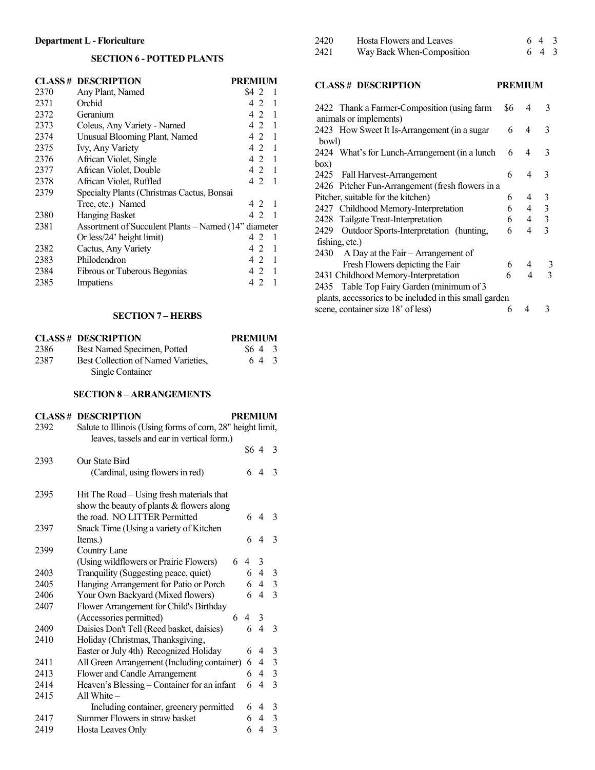**Department L - Floriculture**

### SECTION 6 - POTTED PLANTS

| CLASS # | DESCRIPTION | PREMIUM | | |
|---|---|---|---|---|
| 2370 | Any Plant, Named | $4 | 2 | 1 |
| 2371 | Orchid | 4 | 2 | 1 |
| 2372 | Geranium | 4 | 2 | 1 |
| 2373 | Coleus, Any Variety - Named | 4 | 2 | 1 |
| 2374 | Unusual Blooming Plant, Named | 4 | 2 | 1 |
| 2375 | Ivy, Any Variety | 4 | 2 | 1 |
| 2376 | African Violet, Single | 4 | 2 | 1 |
| 2377 | African Violet, Double | 4 | 2 | 1 |
| 2378 | African Violet, Ruffled | 4 | 2 | 1 |
| 2379 | Specialty Plants (Christmas Cactus, Bonsai Tree, etc.) Named | 4 | 2 | 1 |
| 2380 | Hanging Basket | 4 | 2 | 1 |
| 2381 | Assortment of Succulent Plants – Named (14" diameter Or less/24' height limit) | 4 | 2 | 1 |
| 2382 | Cactus, Any Variety | 4 | 2 | 1 |
| 2383 | Philodendron | 4 | 2 | 1 |
| 2384 | Fibrous or Tuberous Begonias | 4 | 2 | 1 |
| 2385 | Impatiens | 4 | 2 | 1 |

### SECTION 7 – HERBS

| CLASS # | DESCRIPTION | PREMIUM | | |
|---|---|---|---|---|
| 2386 | Best Named Specimen, Potted | $6 | 4 | 3 |
| 2387 | Best Collection of Named Varieties, Single Container | 6 | 4 | 3 |

### SECTION 8 – ARRANGEMENTS

| CLASS # | DESCRIPTION | PREMIUM | | |
|---|---|---|---|---|
| 2392 | Salute to Illinois (Using forms of corn, 28" height limit, leaves, tassels and ear in vertical form.) | $6 | 4 | 3 |
| 2393 | Our State Bird (Cardinal, using flowers in red) | 6 | 4 | 3 |
| 2395 | Hit The Road – Using fresh materials that show the beauty of plants & flowers along the road. NO LITTER Permitted | 6 | 4 | 3 |
| 2397 | Snack Time (Using a variety of Kitchen Items.) | 6 | 4 | 3 |
| 2399 | Country Lane (Using wildflowers or Prairie Flowers) | 6 | 4 | 3 |
| 2403 | Tranquility (Suggesting peace, quiet) | 6 | 4 | 3 |
| 2405 | Hanging Arrangement for Patio or Porch | 6 | 4 | 3 |
| 2406 | Your Own Backyard (Mixed flowers) | 6 | 4 | 3 |
| 2407 | Flower Arrangement for Child's Birthday (Accessories permitted) | 6 | 4 | 3 |
| 2409 | Daisies Don't Tell (Reed basket, daisies) | 6 | 4 | 3 |
| 2410 | Holiday (Christmas, Thanksgiving, Easter or July 4th) Recognized Holiday | 6 | 4 | 3 |
| 2411 | All Green Arrangement (Including container) | 6 | 4 | 3 |
| 2413 | Flower and Candle Arrangement | 6 | 4 | 3 |
| 2414 | Heaven's Blessing – Container for an infant | 6 | 4 | 3 |
| 2415 | All White – Including container, greenery permitted | 6 | 4 | 3 |
| 2417 | Summer Flowers in straw basket | 6 | 4 | 3 |
| 2419 | Hosta Leaves Only | 6 | 4 | 3 |
| 2420 | Hosta Flowers and Leaves | 6 | 4 | 3 |
| 2421 | Way Back When-Composition | 6 | 4 | 3 |

| CLASS # | DESCRIPTION | PREMIUM | | |
|---|---|---|---|---|
| 2422 | Thank a Farmer-Composition (using farm animals or implements) | $6 | 4 | 3 |
| 2423 | How Sweet It Is-Arrangement (in a sugar bowl) | 6 | 4 | 3 |
| 2424 | What's for Lunch-Arrangement (in a lunch box) | 6 | 4 | 3 |
| 2425 | Fall Harvest-Arrangement | 6 | 4 | 3 |
| 2426 | Pitcher Fun-Arrangement (fresh flowers in a Pitcher, suitable for the kitchen) | 6 | 4 | 3 |
| 2427 | Childhood Memory-Interpretation | 6 | 4 | 3 |
| 2428 | Tailgate Treat-Interpretation | 6 | 4 | 3 |
| 2429 | Outdoor Sports-Interpretation (hunting, fishing, etc.) | 6 | 4 | 3 |
| 2430 | A Day at the Fair – Arrangement of Fresh Flowers depicting the Fair | 6 | 4 | 3 |
| 2431 | Childhood Memory-Interpretation | 6 | 4 | 3 |
| 2435 | Table Top Fairy Garden (minimum of 3 plants, accessories to be included in this small garden scene, container size 18' of less) | 6 | 4 | 3 |